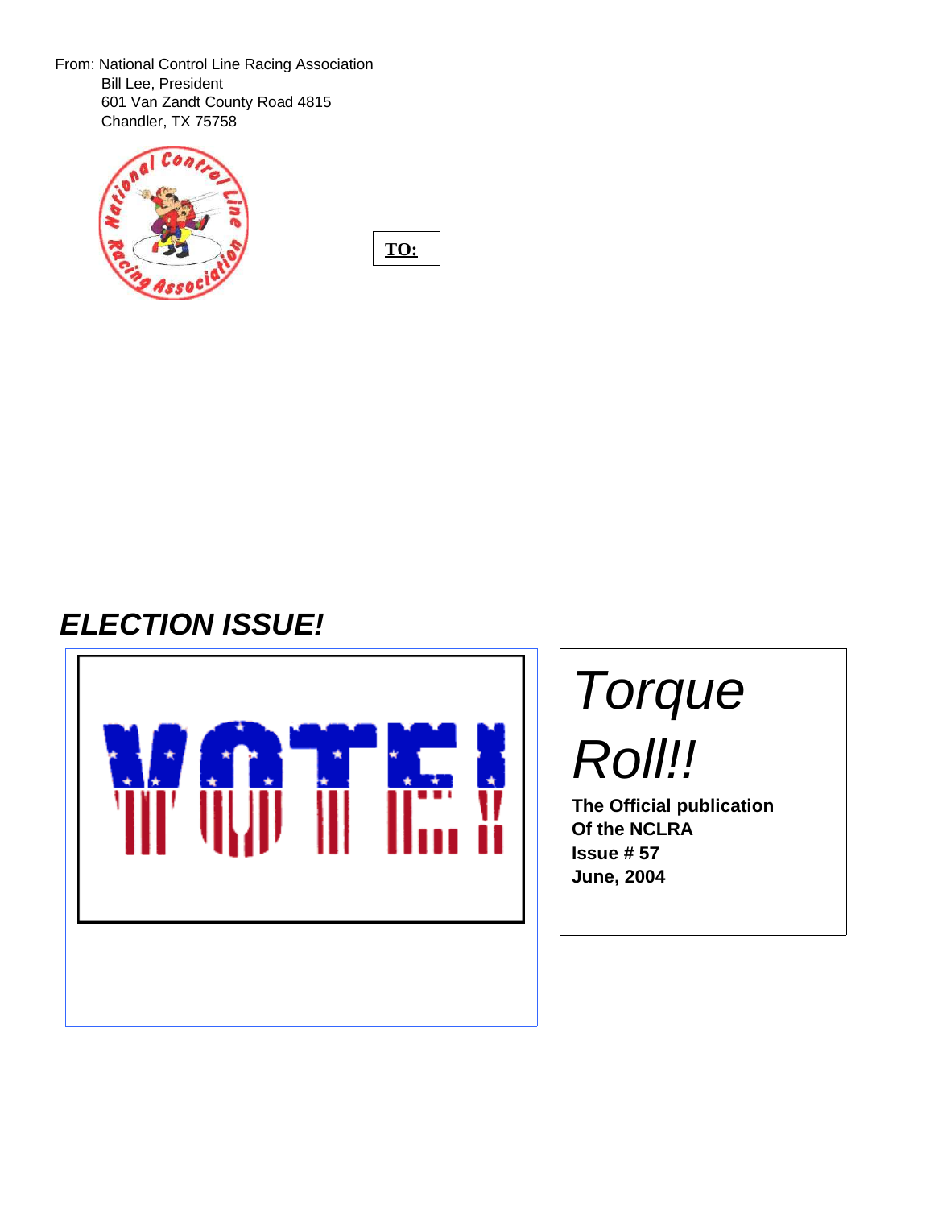From: National Control Line Racing Association
Bill Lee, President
601 Van Zandt County Road 4815
Chandler, TX 75758

**TO:**

# *ELECTION ISSUE!*

VOTE!

*Torque Roll!!*

**The Official publication Of the NCLRA**
**Issue # 57**
**June, 2004**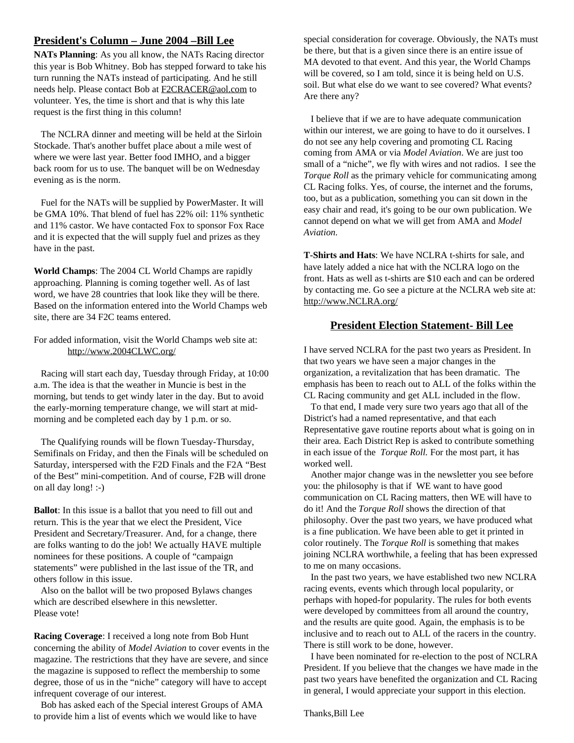## President's Column – June 2004 –Bill Lee

**NATs Planning**: As you all know, the NATs Racing director this year is Bob Whitney. Bob has stepped forward to take his turn running the NATs instead of participating. And he still needs help. Please contact Bob at F2CRACER@aol.com to volunteer. Yes, the time is short and that is why this late request is the first thing in this column!

The NCLRA dinner and meeting will be held at the Sirloin Stockade. That's another buffet place about a mile west of where we were last year. Better food IMHO, and a bigger back room for us to use. The banquet will be on Wednesday evening as is the norm.

Fuel for the NATs will be supplied by PowerMaster. It will be GMA 10%. That blend of fuel has 22% oil: 11% synthetic and 11% castor. We have contacted Fox to sponsor Fox Race and it is expected that the will supply fuel and prizes as they have in the past.

**World Champs**: The 2004 CL World Champs are rapidly approaching. Planning is coming together well. As of last word, we have 28 countries that look like they will be there. Based on the information entered into the World Champs web site, there are 34 F2C teams entered.

For added information, visit the World Champs web site at: http://www.2004CLWC.org/

Racing will start each day, Tuesday through Friday, at 10:00 a.m. The idea is that the weather in Muncie is best in the morning, but tends to get windy later in the day. But to avoid the early-morning temperature change, we will start at mid-morning and be completed each day by 1 p.m. or so.

The Qualifying rounds will be flown Tuesday-Thursday, Semifinals on Friday, and then the Finals will be scheduled on Saturday, interspersed with the F2D Finals and the F2A "Best of the Best" mini-competition. And of course, F2B will drone on all day long! :-)

**Ballot**: In this issue is a ballot that you need to fill out and return. This is the year that we elect the President, Vice President and Secretary/Treasurer. And, for a change, there are folks wanting to do the job! We actually HAVE multiple nominees for these positions. A couple of "campaign statements" were published in the last issue of the TR, and others follow in this issue.

Also on the ballot will be two proposed Bylaws changes which are described elsewhere in this newsletter.
Please vote!

**Racing Coverage**: I received a long note from Bob Hunt concerning the ability of *Model Aviation* to cover events in the magazine. The restrictions that they have are severe, and since the magazine is supposed to reflect the membership to some degree, those of us in the "niche" category will have to accept infrequent coverage of our interest.

Bob has asked each of the Special interest Groups of AMA to provide him a list of events which we would like to have special consideration for coverage. Obviously, the NATs must be there, but that is a given since there is an entire issue of MA devoted to that event. And this year, the World Champs will be covered, so I am told, since it is being held on U.S. soil. But what else do we want to see covered? What events? Are there any?

I believe that if we are to have adequate communication within our interest, we are going to have to do it ourselves. I do not see any help covering and promoting CL Racing coming from AMA or via *Model Aviation*. We are just too small of a "niche", we fly with wires and not radios. I see the *Torque Roll* as the primary vehicle for communicating among CL Racing folks. Yes, of course, the internet and the forums, too, but as a publication, something you can sit down in the easy chair and read, it's going to be our own publication. We cannot depend on what we will get from AMA and *Model Aviation*.

**T-Shirts and Hats**: We have NCLRA t-shirts for sale, and have lately added a nice hat with the NCLRA logo on the front. Hats as well as t-shirts are $10 each and can be ordered by contacting me. Go see a picture at the NCLRA web site at: http://www.NCLRA.org/

## President Election Statement- Bill Lee

I have served NCLRA for the past two years as President. In that two years we have seen a major changes in the organization, a revitalization that has been dramatic. The emphasis has been to reach out to ALL of the folks within the CL Racing community and get ALL included in the flow.

To that end, I made very sure two years ago that all of the District's had a named representative, and that each Representative gave routine reports about what is going on in their area. Each District Rep is asked to contribute something in each issue of the *Torque Roll.* For the most part, it has worked well.

Another major change was in the newsletter you see before you: the philosophy is that if WE want to have good communication on CL Racing matters, then WE will have to do it! And the *Torque Roll* shows the direction of that philosophy. Over the past two years, we have produced what is a fine publication. We have been able to get it printed in color routinely. The *Torque Roll* is something that makes joining NCLRA worthwhile, a feeling that has been expressed to me on many occasions.

In the past two years, we have established two new NCLRA racing events, events which through local popularity, or perhaps with hoped-for popularity. The rules for both events were developed by committees from all around the country, and the results are quite good. Again, the emphasis is to be inclusive and to reach out to ALL of the racers in the country. There is still work to be done, however.

I have been nominated for re-election to the post of NCLRA President. If you believe that the changes we have made in the past two years have benefited the organization and CL Racing in general, I would appreciate your support in this election.

Thanks,Bill Lee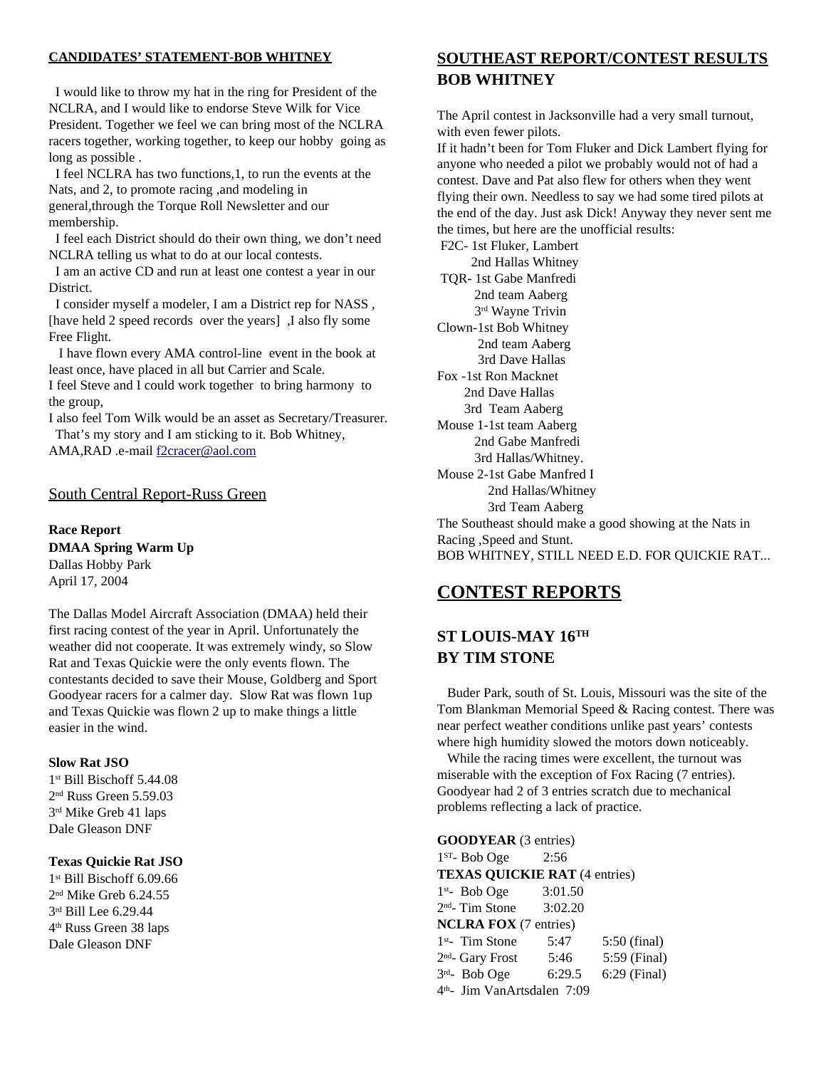**CANDIDATES' STATEMENT-BOB WHITNEY**

I would like to throw my hat in the ring for President of the NCLRA, and I would like to endorse Steve Wilk for Vice President. Together we feel we can bring most of the NCLRA racers together, working together, to keep our hobby going as long as possible .

I feel NCLRA has two functions,1, to run the events at the Nats, and 2, to promote racing ,and modeling in general,through the Torque Roll Newsletter and our membership.

I feel each District should do their own thing, we don't need NCLRA telling us what to do at our local contests.

I am an active CD and run at least one contest a year in our District.

I consider myself a modeler, I am a District rep for NASS , [have held 2 speed records over the years] ,I also fly some Free Flight.

I have flown every AMA control-line event in the book at least once, have placed in all but Carrier and Scale.

I feel Steve and I could work together to bring harmony to the group,

I also feel Tom Wilk would be an asset as Secretary/Treasurer.

That's my story and I am sticking to it. Bob Whitney, AMA,RAD .e-mail f2cracer@aol.com

## South Central Report-Russ Green

**Race Report**
**DMAA Spring Warm Up**
Dallas Hobby Park
April 17, 2004

The Dallas Model Aircraft Association (DMAA) held their first racing contest of the year in April. Unfortunately the weather did not cooperate. It was extremely windy, so Slow Rat and Texas Quickie were the only events flown. The contestants decided to save their Mouse, Goldberg and Sport Goodyear racers for a calmer day. Slow Rat was flown 1up and Texas Quickie was flown 2 up to make things a little easier in the wind.

**Slow Rat JSO**
1st Bill Bischoff 5.44.08
2nd Russ Green 5.59.03
3rd Mike Greb 41 laps
Dale Gleason DNF

**Texas Quickie Rat JSO**
1st Bill Bischoff 6.09.66
2nd Mike Greb 6.24.55
3rd Bill Lee 6.29.44
4th Russ Green 38 laps
Dale Gleason DNF

## SOUTHEAST REPORT/CONTEST RESULTS BOB WHITNEY

The April contest in Jacksonville had a very small turnout, with even fewer pilots.
If it hadn't been for Tom Fluker and Dick Lambert flying for anyone who needed a pilot we probably would not of had a contest. Dave and Pat also flew for others when they went flying their own. Needless to say we had some tired pilots at the end of the day. Just ask Dick! Anyway they never sent me the times, but here are the unofficial results:

F2C- 1st Fluker, Lambert
2nd Hallas Whitney
TQR- 1st Gabe Manfredi
2nd team Aaberg
3rd Wayne Trivin
Clown-1st Bob Whitney
2nd team Aaberg
3rd Dave Hallas
Fox -1st Ron Macknet
2nd Dave Hallas
3rd Team Aaberg
Mouse 1-1st team Aaberg
2nd Gabe Manfredi
3rd Hallas/Whitney.
Mouse 2-1st Gabe Manfred I
2nd Hallas/Whitney
3rd Team Aaberg

The Southeast should make a good showing at the Nats in Racing ,Speed and Stunt.
BOB WHITNEY, STILL NEED E.D. FOR QUICKIE RAT...

# CONTEST REPORTS

## ST LOUIS-MAY 16TH BY TIM STONE

Buder Park, south of St. Louis, Missouri was the site of the Tom Blankman Memorial Speed & Racing contest. There was near perfect weather conditions unlike past years' contests where high humidity slowed the motors down noticeably.

While the racing times were excellent, the turnout was miserable with the exception of Fox Racing (7 entries). Goodyear had 2 of 3 entries scratch due to mechanical problems reflecting a lack of practice.

**GOODYEAR** (3 entries)
1ST- Bob Oge 2:56
**TEXAS QUICKIE RAT** (4 entries)
1st- Bob Oge 3:01.50
2nd- Tim Stone 3:02.20
**NCLRA FOX** (7 entries)
1st- Tim Stone 5:47 5:50 (final)
2nd- Gary Frost 5:46 5:59 (Final)
3rd- Bob Oge 6:29.5 6:29 (Final)
4th- Jim VanArtsdalen 7:09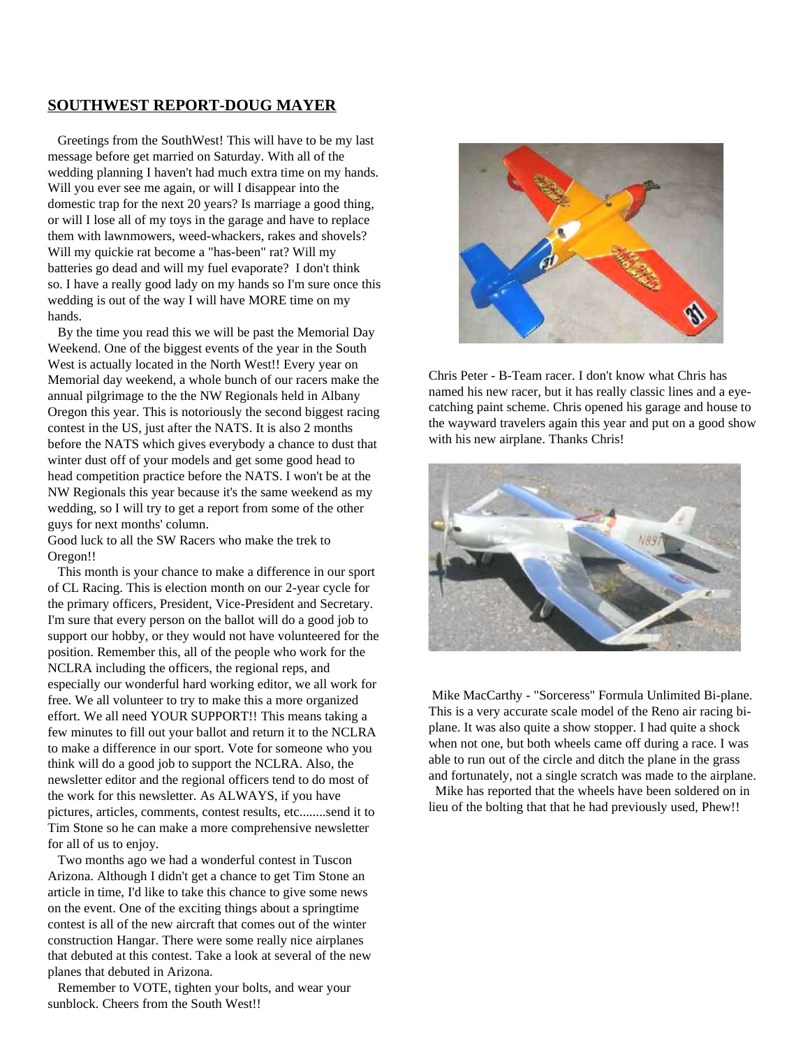## SOUTHWEST REPORT-DOUG MAYER

Greetings from the SouthWest! This will have to be my last message before get married on Saturday. With all of the wedding planning I haven't had much extra time on my hands. Will you ever see me again, or will I disappear into the domestic trap for the next 20 years? Is marriage a good thing, or will I lose all of my toys in the garage and have to replace them with lawnmowers, weed-whackers, rakes and shovels? Will my quickie rat become a "has-been" rat? Will my batteries go dead and will my fuel evaporate? I don't think so. I have a really good lady on my hands so I'm sure once this wedding is out of the way I will have MORE time on my hands.

By the time you read this we will be past the Memorial Day Weekend. One of the biggest events of the year in the South West is actually located in the North West!! Every year on Memorial day weekend, a whole bunch of our racers make the annual pilgrimage to the the NW Regionals held in Albany Oregon this year. This is notoriously the second biggest racing contest in the US, just after the NATS. It is also 2 months before the NATS which gives everybody a chance to dust that winter dust off of your models and get some good head to head competition practice before the NATS. I won't be at the NW Regionals this year because it's the same weekend as my wedding, so I will try to get a report from some of the other guys for next months' column.

Good luck to all the SW Racers who make the trek to Oregon!!

This month is your chance to make a difference in our sport of CL Racing. This is election month on our 2-year cycle for the primary officers, President, Vice-President and Secretary. I'm sure that every person on the ballot will do a good job to support our hobby, or they would not have volunteered for the position. Remember this, all of the people who work for the NCLRA including the officers, the regional reps, and especially our wonderful hard working editor, we all work for free. We all volunteer to try to make this a more organized effort. We all need YOUR SUPPORT!! This means taking a few minutes to fill out your ballot and return it to the NCLRA to make a difference in our sport. Vote for someone who you think will do a good job to support the NCLRA. Also, the newsletter editor and the regional officers tend to do most of the work for this newsletter. As ALWAYS, if you have pictures, articles, comments, contest results, etc........send it to Tim Stone so he can make a more comprehensive newsletter for all of us to enjoy.

Two months ago we had a wonderful contest in Tuscon Arizona. Although I didn't get a chance to get Tim Stone an article in time, I'd like to take this chance to give some news on the event. One of the exciting things about a springtime contest is all of the new aircraft that comes out of the winter construction Hangar. There were some really nice airplanes that debuted at this contest. Take a look at several of the new planes that debuted in Arizona.

Remember to VOTE, tighten your bolts, and wear your sunblock. Cheers from the South West!!

Chris Peter - B-Team racer. I don't know what Chris has named his new racer, but it has really classic lines and a eye-catching paint scheme. Chris opened his garage and house to the wayward travelers again this year and put on a good show with his new airplane. Thanks Chris!

Mike MacCarthy - "Sorceress" Formula Unlimited Bi-plane. This is a very accurate scale model of the Reno air racing bi-plane. It was also quite a show stopper. I had quite a shock when not one, but both wheels came off during a race. I was able to run out of the circle and ditch the plane in the grass and fortunately, not a single scratch was made to the airplane.

Mike has reported that the wheels have been soldered on in lieu of the bolting that that he had previously used, Phew!!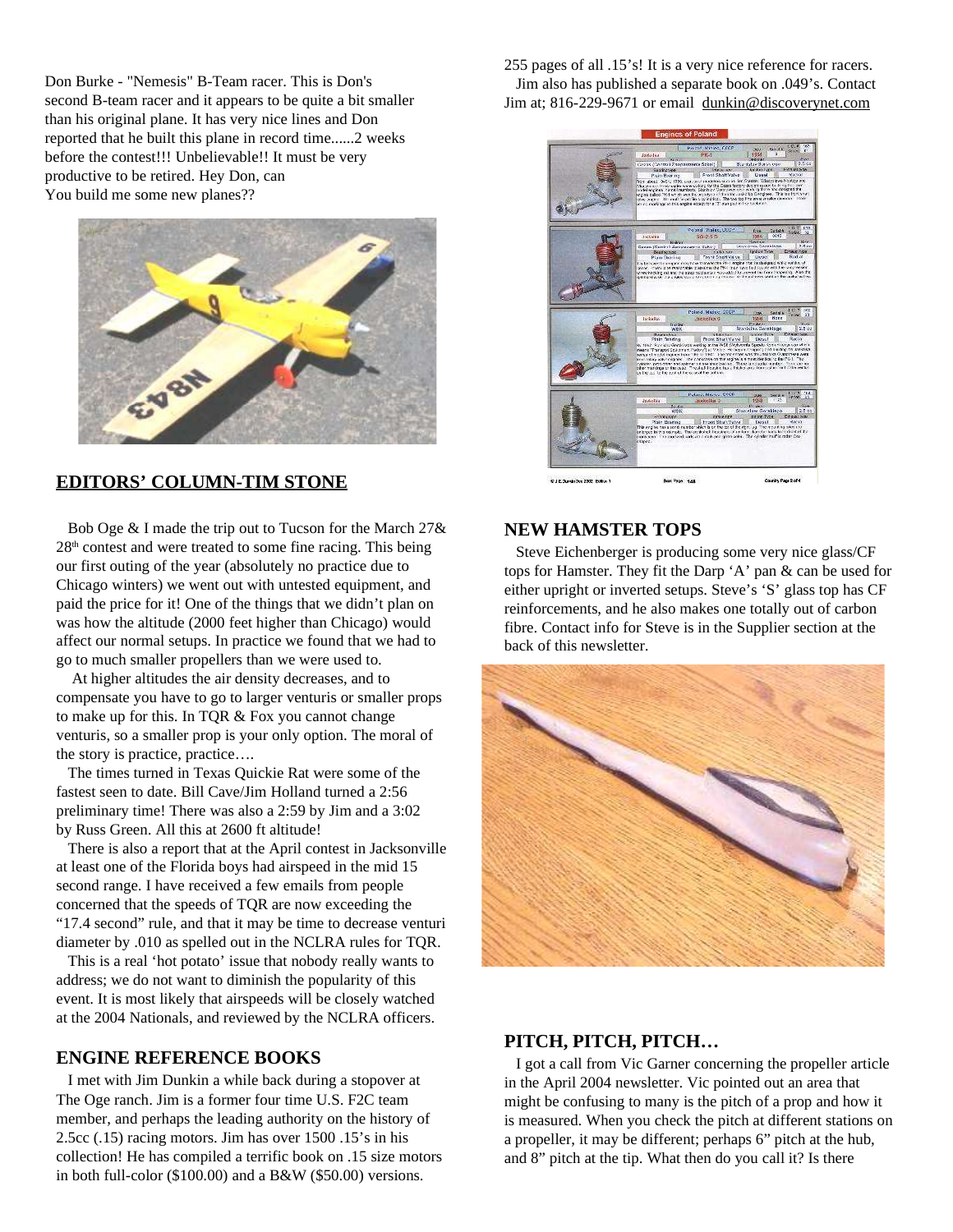Don Burke - "Nemesis" B-Team racer. This is Don's second B-team racer and it appears to be quite a bit smaller than his original plane. It has very nice lines and Don reported that he built this plane in record time......2 weeks before the contest!!! Unbelievable!! It must be very productive to be retired. Hey Don, can You build me some new planes??

## EDITORS' COLUMN-TIM STONE

Bob Oge & I made the trip out to Tucson for the March 27& 28th contest and were treated to some fine racing. This being our first outing of the year (absolutely no practice due to Chicago winters) we went out with untested equipment, and paid the price for it! One of the things that we didn't plan on was how the altitude (2000 feet higher than Chicago) would affect our normal setups. In practice we found that we had to go to much smaller propellers than we were used to.

At higher altitudes the air density decreases, and to compensate you have to go to larger venturis or smaller props to make up for this. In TQR & Fox you cannot change venturis, so a smaller prop is your only option. The moral of the story is practice, practice….

The times turned in Texas Quickie Rat were some of the fastest seen to date. Bill Cave/Jim Holland turned a 2:56 preliminary time! There was also a 2:59 by Jim and a 3:02 by Russ Green. All this at 2600 ft altitude!

There is also a report that at the April contest in Jacksonville at least one of the Florida boys had airspeed in the mid 15 second range. I have received a few emails from people concerned that the speeds of TQR are now exceeding the "17.4 second" rule, and that it may be time to decrease venturi diameter by .010 as spelled out in the NCLRA rules for TQR.

This is a real 'hot potato' issue that nobody really wants to address; we do not want to diminish the popularity of this event. It is most likely that airspeeds will be closely watched at the 2004 Nationals, and reviewed by the NCLRA officers.

## ENGINE REFERENCE BOOKS

I met with Jim Dunkin a while back during a stopover at The Oge ranch. Jim is a former four time U.S. F2C team member, and perhaps the leading authority on the history of 2.5cc (.15) racing motors. Jim has over 1500 .15's in his collection! He has compiled a terrific book on .15 size motors in both full-color ($100.00) and a B&W ($50.00) versions. 255 pages of all .15's! It is a very nice reference for racers.

Jim also has published a separate book on .049's. Contact Jim at; 816-229-9671 or email dunkin@discoverynet.com

## NEW HAMSTER TOPS

Steve Eichenberger is producing some very nice glass/CF tops for Hamster. They fit the Darp 'A' pan & can be used for either upright or inverted setups. Steve's 'S' glass top has CF reinforcements, and he also makes one totally out of carbon fibre. Contact info for Steve is in the Supplier section at the back of this newsletter.

## PITCH, PITCH, PITCH…

I got a call from Vic Garner concerning the propeller article in the April 2004 newsletter. Vic pointed out an area that might be confusing to many is the pitch of a prop and how it is measured. When you check the pitch at different stations on a propeller, it may be different; perhaps 6" pitch at the hub, and 8" pitch at the tip. What then do you call it? Is there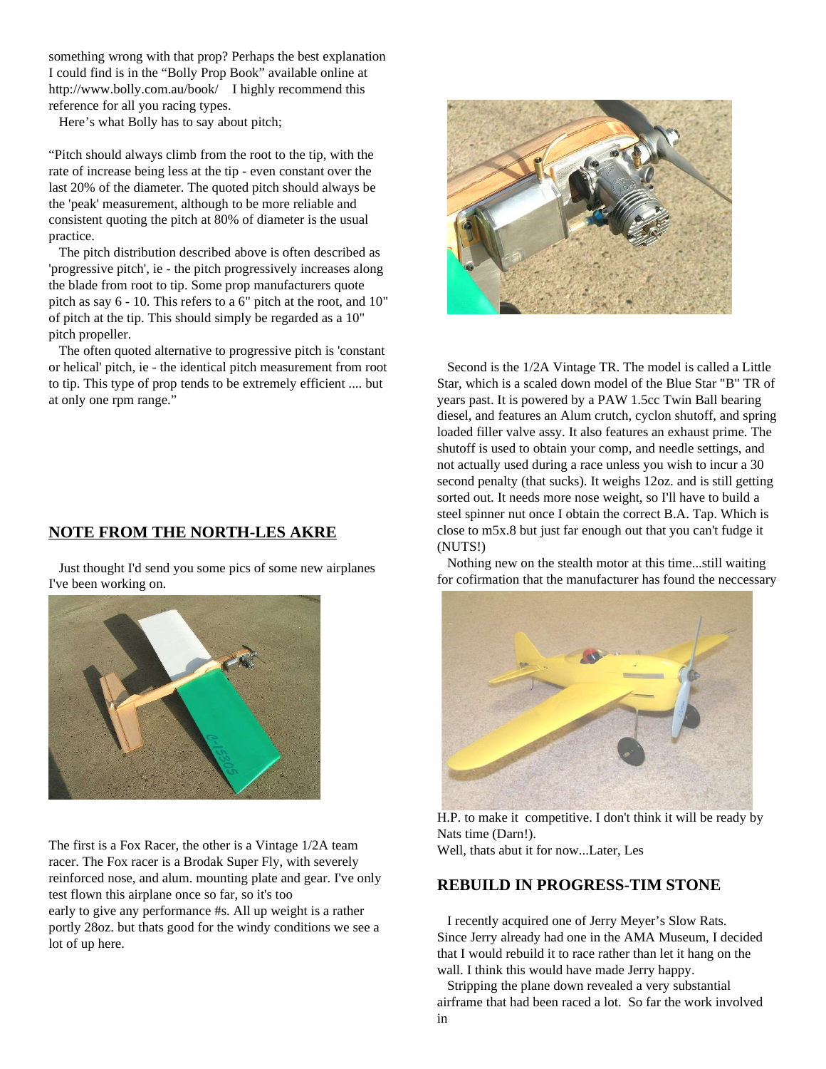something wrong with that prop? Perhaps the best explanation I could find is in the "Bolly Prop Book" available online at http://www.bolly.com.au/book/ I highly recommend this reference for all you racing types.

Here's what Bolly has to say about pitch;

"Pitch should always climb from the root to the tip, with the rate of increase being less at the tip - even constant over the last 20% of the diameter. The quoted pitch should always be the 'peak' measurement, although to be more reliable and consistent quoting the pitch at 80% of diameter is the usual practice.

The pitch distribution described above is often described as 'progressive pitch', ie - the pitch progressively increases along the blade from root to tip. Some prop manufacturers quote pitch as say 6 - 10. This refers to a 6" pitch at the root, and 10" of pitch at the tip. This should simply be regarded as a 10" pitch propeller.

The often quoted alternative to progressive pitch is 'constant or helical' pitch, ie - the identical pitch measurement from root to tip. This type of prop tends to be extremely efficient .... but at only one rpm range."

## NOTE FROM THE NORTH-LES AKRE

Just thought I'd send you some pics of some new airplanes I've been working on.

The first is a Fox Racer, the other is a Vintage 1/2A team racer. The Fox racer is a Brodak Super Fly, with severely reinforced nose, and alum. mounting plate and gear. I've only test flown this airplane once so far, so it's too early to give any performance #s. All up weight is a rather portly 28oz. but thats good for the windy conditions we see a lot of up here.

Second is the 1/2A Vintage TR. The model is called a Little Star, which is a scaled down model of the Blue Star "B" TR of years past. It is powered by a PAW 1.5cc Twin Ball bearing diesel, and features an Alum crutch, cyclon shutoff, and spring loaded filler valve assy. It also features an exhaust prime. The shutoff is used to obtain your comp, and needle settings, and not actually used during a race unless you wish to incur a 30 second penalty (that sucks). It weighs 12oz. and is still getting sorted out. It needs more nose weight, so I'll have to build a steel spinner nut once I obtain the correct B.A. Tap. Which is close to m5x.8 but just far enough out that you can't fudge it (NUTS!)

Nothing new on the stealth motor at this time...still waiting for cofirmation that the manufacturer has found the neccessary H.P. to make it competitive. I don't think it will be ready by Nats time (Darn!).

Well, thats abut it for now...Later, Les

## REBUILD IN PROGRESS-TIM STONE

I recently acquired one of Jerry Meyer's Slow Rats. Since Jerry already had one in the AMA Museum, I decided that I would rebuild it to race rather than let it hang on the wall. I think this would have made Jerry happy.

Stripping the plane down revealed a very substantial airframe that had been raced a lot. So far the work involved in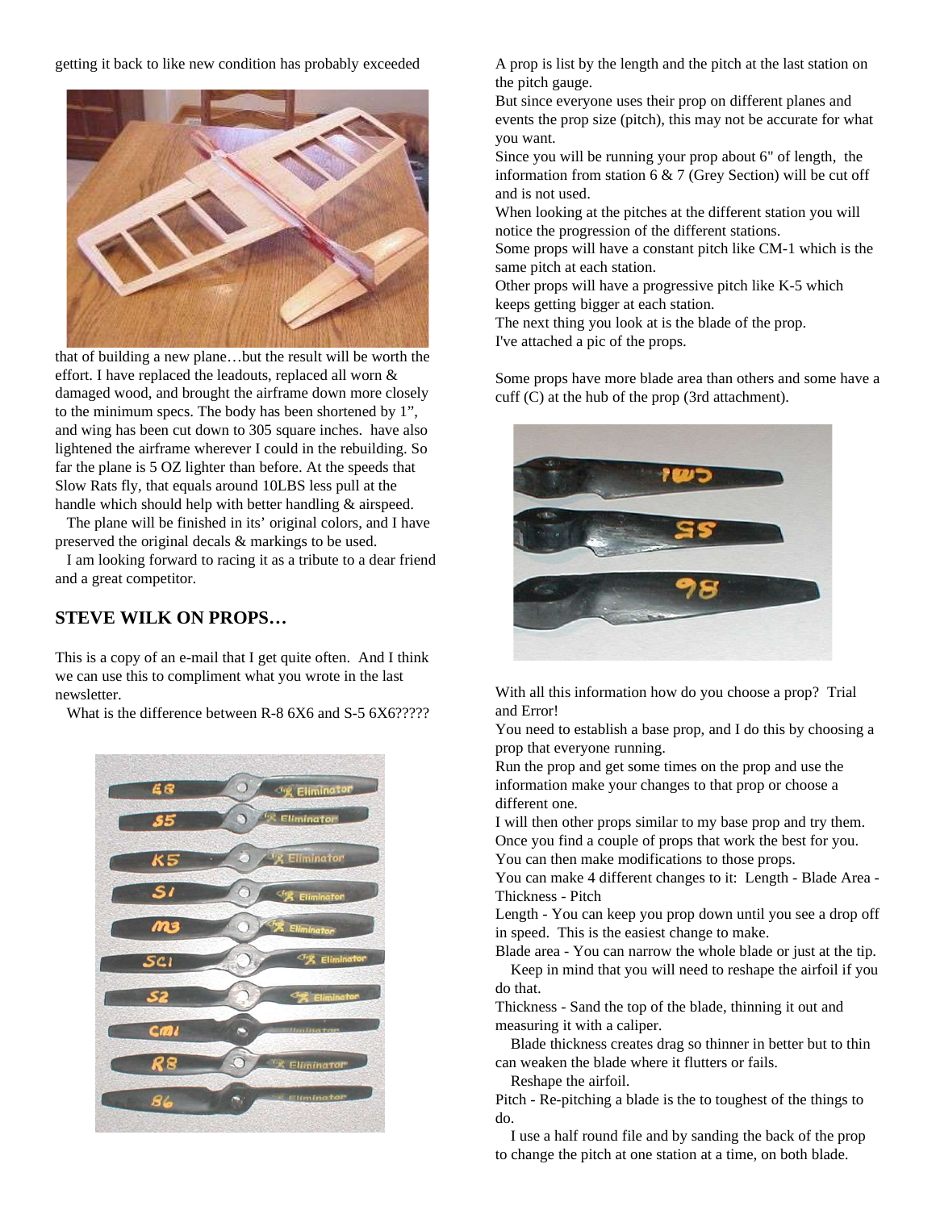getting it back to like new condition has probably exceeded that of building a new plane…but the result will be worth the effort. I have replaced the leadouts, replaced all worn & damaged wood, and brought the airframe down more closely to the minimum specs. The body has been shortened by 1", and wing has been cut down to 305 square inches. have also lightened the airframe wherever I could in the rebuilding. So far the plane is 5 OZ lighter than before. At the speeds that Slow Rats fly, that equals around 10LBS less pull at the handle which should help with better handling & airspeed.

The plane will be finished in its' original colors, and I have preserved the original decals & markings to be used.

I am looking forward to racing it as a tribute to a dear friend and a great competitor.

## STEVE WILK ON PROPS…

This is a copy of an e-mail that I get quite often. And I think we can use this to compliment what you wrote in the last newsletter.

What is the difference between R-8 6X6 and S-5 6X6?????

A prop is list by the length and the pitch at the last station on the pitch gauge.

But since everyone uses their prop on different planes and events the prop size (pitch), this may not be accurate for what you want.

Since you will be running your prop about 6" of length, the information from station 6 & 7 (Grey Section) will be cut off and is not used.

When looking at the pitches at the different station you will notice the progression of the different stations.

Some props will have a constant pitch like CM-1 which is the same pitch at each station.

Other props will have a progressive pitch like K-5 which keeps getting bigger at each station.

The next thing you look at is the blade of the prop.

I've attached a pic of the props.

Some props have more blade area than others and some have a cuff (C) at the hub of the prop (3rd attachment).

With all this information how do you choose a prop? Trial and Error!

You need to establish a base prop, and I do this by choosing a prop that everyone running.

Run the prop and get some times on the prop and use the information make your changes to that prop or choose a different one.

I will then other props similar to my base prop and try them.

Once you find a couple of props that work the best for you.

You can then make modifications to those props.

You can make 4 different changes to it: Length - Blade Area - Thickness - Pitch

Length - You can keep you prop down until you see a drop off in speed. This is the easiest change to make.

Blade area - You can narrow the whole blade or just at the tip.

Keep in mind that you will need to reshape the airfoil if you do that.

Thickness - Sand the top of the blade, thinning it out and measuring it with a caliper.

Blade thickness creates drag so thinner in better but to thin can weaken the blade where it flutters or fails.

Reshape the airfoil.

Pitch - Re-pitching a blade is the to toughest of the things to do.

I use a half round file and by sanding the back of the prop to change the pitch at one station at a time, on both blade.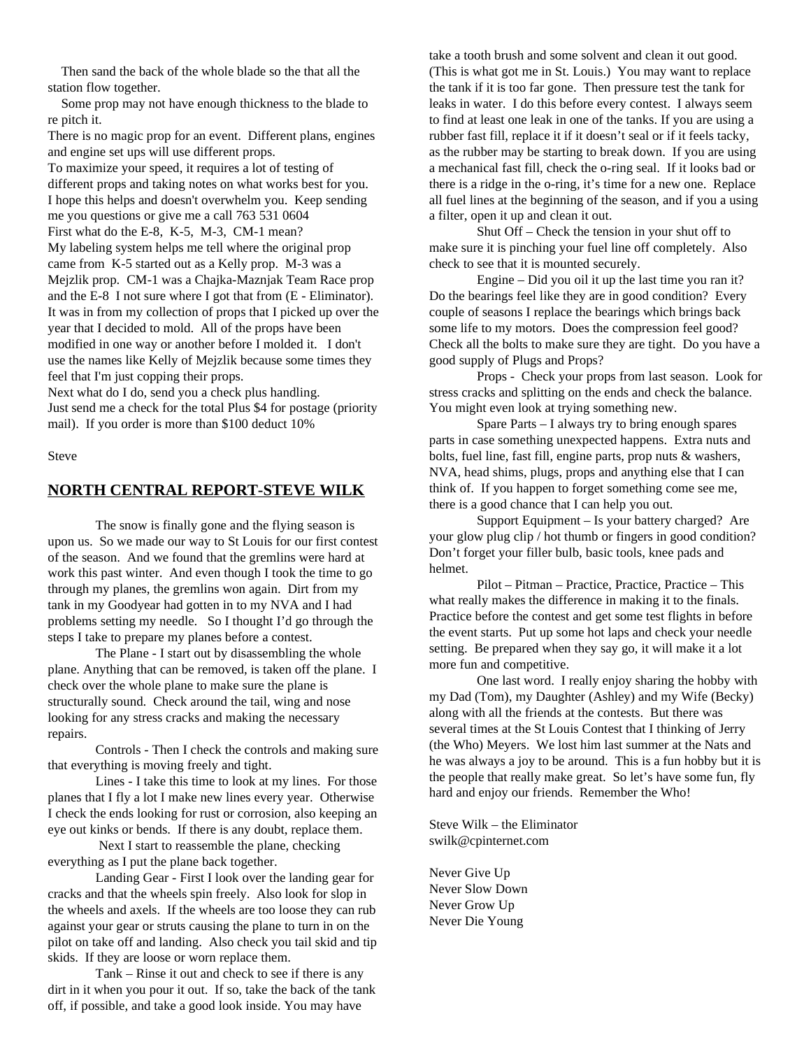Then sand the back of the whole blade so the that all the station flow together.

Some prop may not have enough thickness to the blade to re pitch it.

There is no magic prop for an event. Different plans, engines and engine set ups will use different props.

To maximize your speed, it requires a lot of testing of different props and taking notes on what works best for you. I hope this helps and doesn't overwhelm you. Keep sending me you questions or give me a call 763 531 0604

First what do the E-8, K-5, M-3, CM-1 mean?

My labeling system helps me tell where the original prop came from K-5 started out as a Kelly prop. M-3 was a Mejzlik prop. CM-1 was a Chajka-Maznjak Team Race prop and the E-8 I not sure where I got that from (E - Eliminator). It was in from my collection of props that I picked up over the year that I decided to mold. All of the props have been modified in one way or another before I molded it. I don't use the names like Kelly of Mejzlik because some times they feel that I'm just copping their props.

Next what do I do, send you a check plus handling.

Just send me a check for the total Plus $4 for postage (priority mail). If you order is more than $100 deduct 10%

Steve

## NORTH CENTRAL REPORT-STEVE WILK

The snow is finally gone and the flying season is upon us. So we made our way to St Louis for our first contest of the season. And we found that the gremlins were hard at work this past winter. And even though I took the time to go through my planes, the gremlins won again. Dirt from my tank in my Goodyear had gotten in to my NVA and I had problems setting my needle. So I thought I'd go through the steps I take to prepare my planes before a contest.

The Plane - I start out by disassembling the whole plane. Anything that can be removed, is taken off the plane. I check over the whole plane to make sure the plane is structurally sound. Check around the tail, wing and nose looking for any stress cracks and making the necessary repairs.

Controls - Then I check the controls and making sure that everything is moving freely and tight.

Lines - I take this time to look at my lines. For those planes that I fly a lot I make new lines every year. Otherwise I check the ends looking for rust or corrosion, also keeping an eye out kinks or bends. If there is any doubt, replace them.

Next I start to reassemble the plane, checking everything as I put the plane back together.

Landing Gear - First I look over the landing gear for cracks and that the wheels spin freely. Also look for slop in the wheels and axels. If the wheels are too loose they can rub against your gear or struts causing the plane to turn in on the pilot on take off and landing. Also check you tail skid and tip skids. If they are loose or worn replace them.

Tank – Rinse it out and check to see if there is any dirt in it when you pour it out. If so, take the back of the tank off, if possible, and take a good look inside. You may have take a tooth brush and some solvent and clean it out good. (This is what got me in St. Louis.) You may want to replace the tank if it is too far gone. Then pressure test the tank for leaks in water. I do this before every contest. I always seem to find at least one leak in one of the tanks. If you are using a rubber fast fill, replace it if it doesn't seal or if it feels tacky, as the rubber may be starting to break down. If you are using a mechanical fast fill, check the o-ring seal. If it looks bad or there is a ridge in the o-ring, it's time for a new one. Replace all fuel lines at the beginning of the season, and if you a using a filter, open it up and clean it out.

Shut Off – Check the tension in your shut off to make sure it is pinching your fuel line off completely. Also check to see that it is mounted securely.

Engine – Did you oil it up the last time you ran it? Do the bearings feel like they are in good condition? Every couple of seasons I replace the bearings which brings back some life to my motors. Does the compression feel good? Check all the bolts to make sure they are tight. Do you have a good supply of Plugs and Props?

Props - Check your props from last season. Look for stress cracks and splitting on the ends and check the balance. You might even look at trying something new.

Spare Parts – I always try to bring enough spares parts in case something unexpected happens. Extra nuts and bolts, fuel line, fast fill, engine parts, prop nuts & washers, NVA, head shims, plugs, props and anything else that I can think of. If you happen to forget something come see me, there is a good chance that I can help you out.

Support Equipment – Is your battery charged? Are your glow plug clip / hot thumb or fingers in good condition? Don't forget your filler bulb, basic tools, knee pads and helmet.

Pilot – Pitman – Practice, Practice, Practice – This what really makes the difference in making it to the finals. Practice before the contest and get some test flights in before the event starts. Put up some hot laps and check your needle setting. Be prepared when they say go, it will make it a lot more fun and competitive.

One last word. I really enjoy sharing the hobby with my Dad (Tom), my Daughter (Ashley) and my Wife (Becky) along with all the friends at the contests. But there was several times at the St Louis Contest that I thinking of Jerry (the Who) Meyers. We lost him last summer at the Nats and he was always a joy to be around. This is a fun hobby but it is the people that really make great. So let's have some fun, fly hard and enjoy our friends. Remember the Who!

Steve Wilk – the Eliminator
swilk@cpinternet.com

Never Give Up
Never Slow Down
Never Grow Up
Never Die Young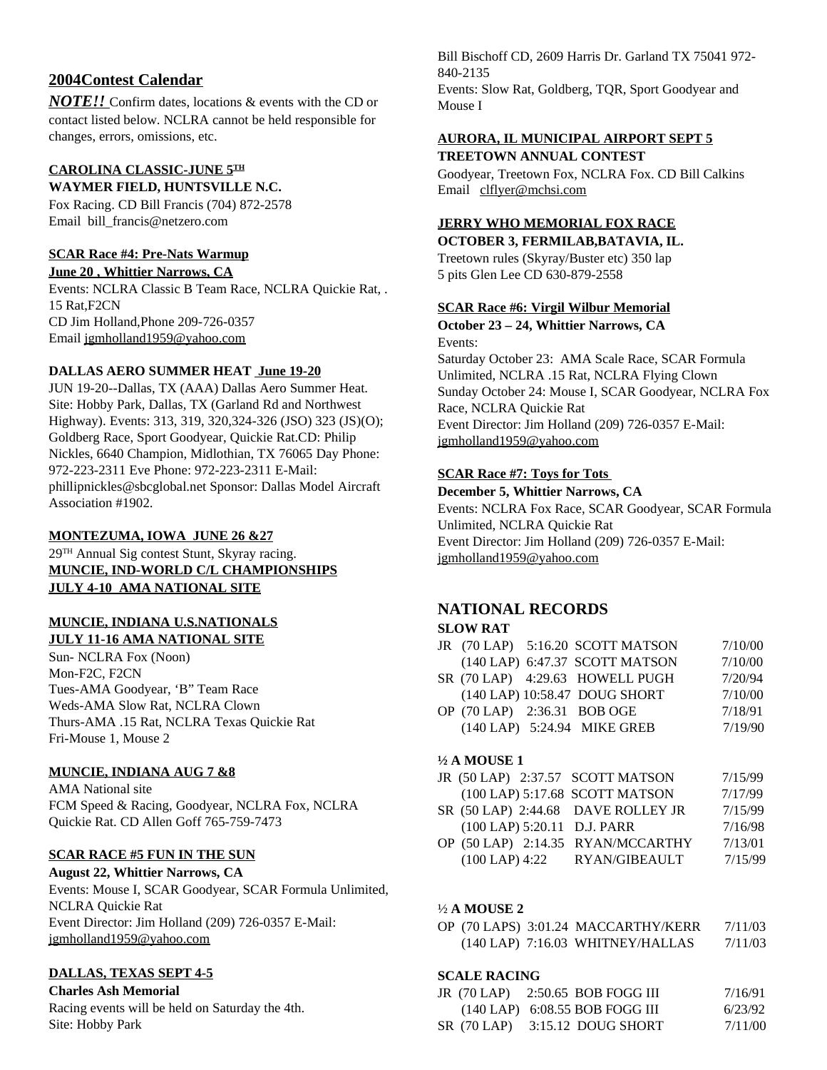## 2004Contest Calendar

***NOTE!!*** Confirm dates, locations & events with the CD or contact listed below. NCLRA cannot be held responsible for changes, errors, omissions, etc.

**CAROLINA CLASSIC-JUNE 5TH**
**WAYMER FIELD, HUNTSVILLE N.C.**
Fox Racing. CD Bill Francis (704) 872-2578
Email bill_francis@netzero.com

**SCAR Race #4: Pre-Nats Warmup**
**June 20 , Whittier Narrows, CA**
Events: NCLRA Classic B Team Race, NCLRA Quickie Rat, . 15 Rat,F2CN
CD Jim Holland,Phone 209-726-0357
Email jgmholland1959@yahoo.com

**DALLAS AERO SUMMER HEAT June 19-20**
JUN 19-20--Dallas, TX (AAA) Dallas Aero Summer Heat. Site: Hobby Park, Dallas, TX (Garland Rd and Northwest Highway). Events: 313, 319, 320,324-326 (JSO) 323 (JS)(O); Goldberg Race, Sport Goodyear, Quickie Rat.CD: Philip Nickles, 6640 Champion, Midlothian, TX 76065 Day Phone: 972-223-2311 Eve Phone: 972-223-2311 E-Mail: phillipnickles@sbcglobal.net Sponsor: Dallas Model Aircraft Association #1902.

**MONTEZUMA, IOWA JUNE 26 &27**
29TH Annual Sig contest Stunt, Skyray racing.
**MUNCIE, IND-WORLD C/L CHAMPIONSHIPS**
**JULY 4-10 AMA NATIONAL SITE**

**MUNCIE, INDIANA U.S.NATIONALS**
**JULY 11-16 AMA NATIONAL SITE**
Sun- NCLRA Fox (Noon)
Mon-F2C, F2CN
Tues-AMA Goodyear, 'B" Team Race
Weds-AMA Slow Rat, NCLRA Clown
Thurs-AMA .15 Rat, NCLRA Texas Quickie Rat
Fri-Mouse 1, Mouse 2

**MUNCIE, INDIANA AUG 7 &8**
AMA National site
FCM Speed & Racing, Goodyear, NCLRA Fox, NCLRA Quickie Rat. CD Allen Goff 765-759-7473

**SCAR RACE #5 FUN IN THE SUN**
**August 22, Whittier Narrows, CA**
Events: Mouse I, SCAR Goodyear, SCAR Formula Unlimited, NCLRA Quickie Rat
Event Director: Jim Holland (209) 726-0357 E-Mail: jgmholland1959@yahoo.com

**DALLAS, TEXAS SEPT 4-5**
**Charles Ash Memorial**
Racing events will be held on Saturday the 4th.
Site: Hobby Park
Bill Bischoff CD, 2609 Harris Dr. Garland TX 75041 972-840-2135
Events: Slow Rat, Goldberg, TQR, Sport Goodyear and Mouse I

**AURORA, IL MUNICIPAL AIRPORT SEPT 5**
**TREETOWN ANNUAL CONTEST**
Goodyear, Treetown Fox, NCLRA Fox. CD Bill Calkins
Email clflyer@mchsi.com

**JERRY WHO MEMORIAL FOX RACE**
**OCTOBER 3, FERMILAB,BATAVIA, IL.**
Treetown rules (Skyray/Buster etc) 350 lap
5 pits Glen Lee CD 630-879-2558

**SCAR Race #6: Virgil Wilbur Memorial**
**October 23 – 24, Whittier Narrows, CA**
Events:
Saturday October 23: AMA Scale Race, SCAR Formula Unlimited, NCLRA .15 Rat, NCLRA Flying Clown
Sunday October 24: Mouse I, SCAR Goodyear, NCLRA Fox Race, NCLRA Quickie Rat
Event Director: Jim Holland (209) 726-0357 E-Mail: jgmholland1959@yahoo.com

**SCAR Race #7: Toys for Tots**
**December 5, Whittier Narrows, CA**
Events: NCLRA Fox Race, SCAR Goodyear, SCAR Formula Unlimited, NCLRA Quickie Rat
Event Director: Jim Holland (209) 726-0357 E-Mail: jgmholland1959@yahoo.com

## NATIONAL RECORDS

**SLOW RAT**

| | | | | |
|---|---|---|---|---|
| JR | (70 LAP) | 5:16.20 | SCOTT MATSON | 7/10/00 |
| | (140 LAP) | 6:47.37 | SCOTT MATSON | 7/10/00 |
| SR | (70 LAP) | 4:29.63 | HOWELL PUGH | 7/20/94 |
| | (140 LAP) | 10:58.47 | DOUG SHORT | 7/10/00 |
| OP | (70 LAP) | 2:36.31 | BOB OGE | 7/18/91 |
| | (140 LAP) | 5:24.94 | MIKE GREB | 7/19/90 |

**½ A MOUSE 1**

| | | | | |
|---|---|---|---|---|
| JR | (50 LAP) | 2:37.57 | SCOTT MATSON | 7/15/99 |
| | (100 LAP) | 5:17.68 | SCOTT MATSON | 7/17/99 |
| SR | (50 LAP) | 2:44.68 | DAVE ROLLEY JR | 7/15/99 |
| | (100 LAP) | 5:20.11 | D.J. PARR | 7/16/98 |
| OP | (50 LAP) | 2:14.35 | RYAN/MCCARTHY | 7/13/01 |
| | (100 LAP) | 4:22 | RYAN/GIBEAULT | 7/15/99 |

**½ A MOUSE 2**

| | | | | |
|---|---|---|---|---|
| OP | (70 LAPS) | 3:01.24 | MACCARTHY/KERR | 7/11/03 |
| | (140 LAP) | 7:16.03 | WHITNEY/HALLAS | 7/11/03 |

**SCALE RACING**

| | | | | |
|---|---|---|---|---|
| JR | (70 LAP) | 2:50.65 | BOB FOGG III | 7/16/91 |
| | (140 LAP) | 6:08.55 | BOB FOGG III | 6/23/92 |
| SR | (70 LAP) | 3:15.12 | DOUG SHORT | 7/11/00 |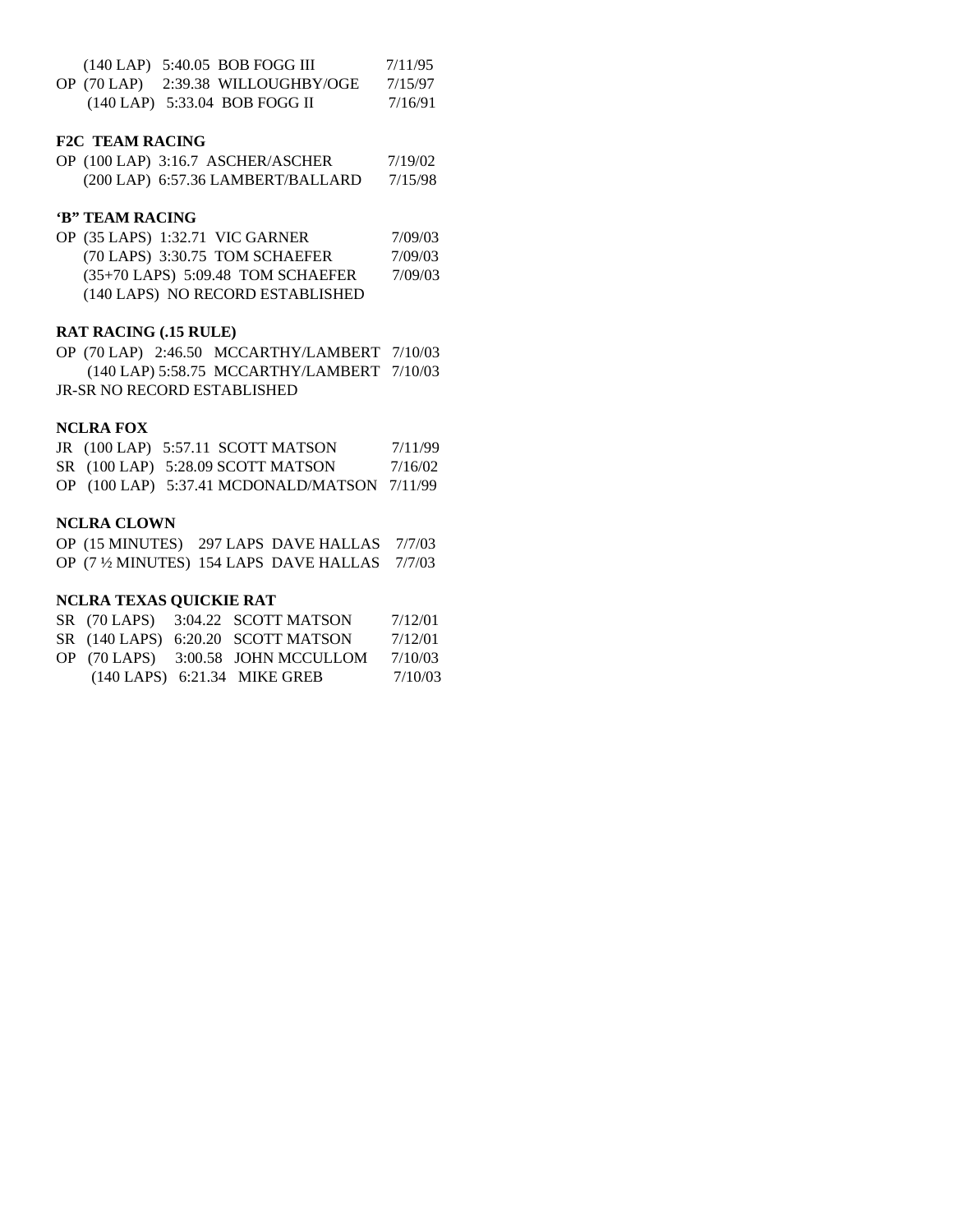(140 LAP) 5:40.05 BOB FOGG III 7/11/95
OP (70 LAP) 2:39.38 WILLOUGHBY/OGE 7/15/97
(140 LAP) 5:33.04 BOB FOGG II 7/16/91

**F2C TEAM RACING**

OP (100 LAP) 3:16.7 ASCHER/ASCHER 7/19/02
(200 LAP) 6:57.36 LAMBERT/BALLARD 7/15/98

**'B" TEAM RACING**

OP (35 LAPS) 1:32.71 VIC GARNER 7/09/03
(70 LAPS) 3:30.75 TOM SCHAEFER 7/09/03
(35+70 LAPS) 5:09.48 TOM SCHAEFER 7/09/03
(140 LAPS) NO RECORD ESTABLISHED

**RAT RACING (.15 RULE)**

OP (70 LAP) 2:46.50 MCCARTHY/LAMBERT 7/10/03
(140 LAP) 5:58.75 MCCARTHY/LAMBERT 7/10/03
JR-SR NO RECORD ESTABLISHED

**NCLRA FOX**

JR (100 LAP) 5:57.11 SCOTT MATSON 7/11/99
SR (100 LAP) 5:28.09 SCOTT MATSON 7/16/02
OP (100 LAP) 5:37.41 MCDONALD/MATSON 7/11/99

**NCLRA CLOWN**

OP (15 MINUTES) 297 LAPS DAVE HALLAS 7/7/03
OP (7 ½ MINUTES) 154 LAPS DAVE HALLAS 7/7/03

**NCLRA TEXAS QUICKIE RAT**

SR (70 LAPS) 3:04.22 SCOTT MATSON 7/12/01
SR (140 LAPS) 6:20.20 SCOTT MATSON 7/12/01
OP (70 LAPS) 3:00.58 JOHN MCCULLOM 7/10/03
(140 LAPS) 6:21.34 MIKE GREB 7/10/03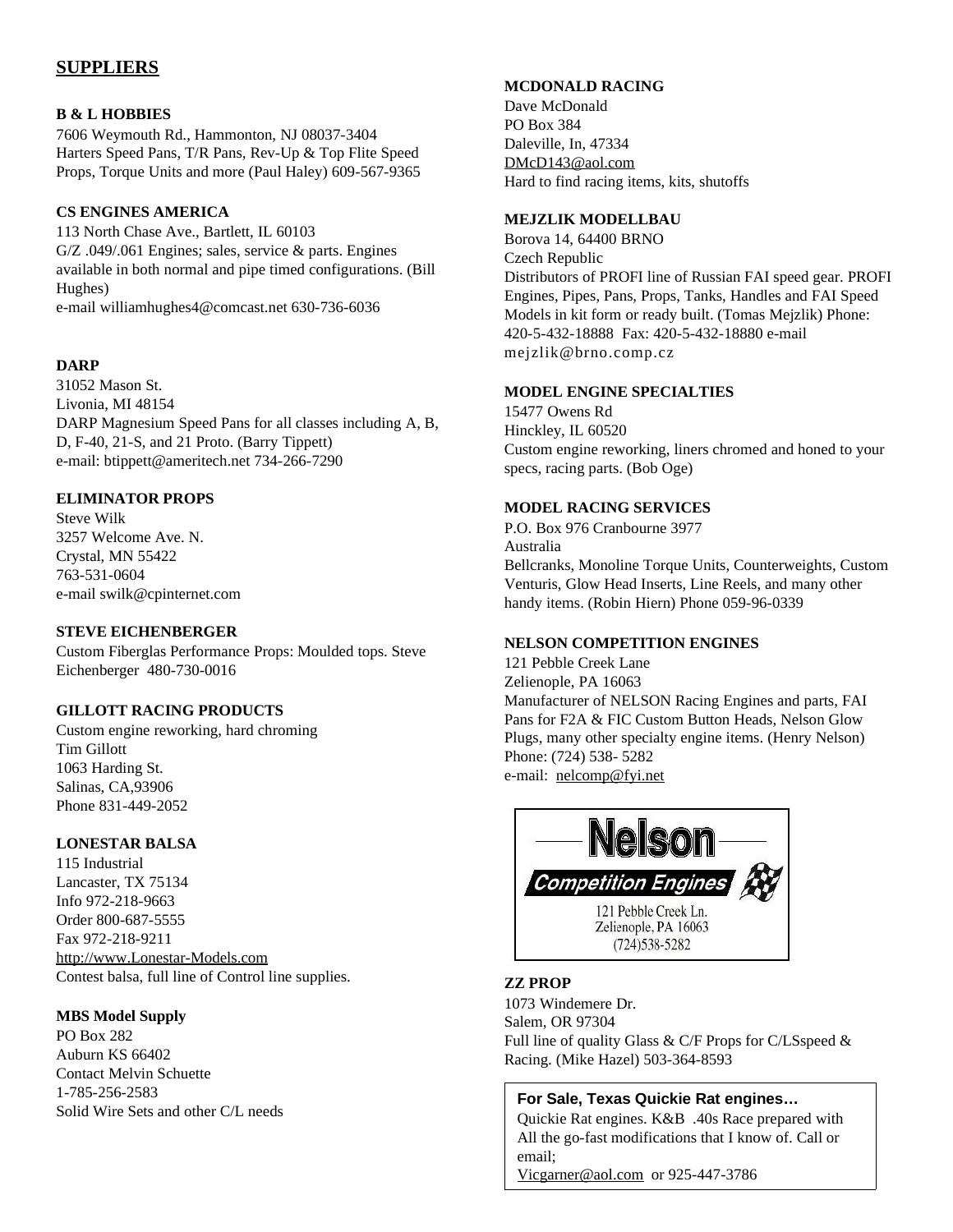## SUPPLIERS

**B & L HOBBIES**
7606 Weymouth Rd., Hammonton, NJ 08037-3404
Harters Speed Pans, T/R Pans, Rev-Up & Top Flite Speed Props, Torque Units and more (Paul Haley) 609-567-9365

**CS ENGINES AMERICA**
113 North Chase Ave., Bartlett, IL 60103
G/Z .049/.061 Engines; sales, service & parts. Engines available in both normal and pipe timed configurations. (Bill Hughes)
e-mail williamhughes4@comcast.net 630-736-6036

**DARP**
31052 Mason St.
Livonia, MI 48154
DARP Magnesium Speed Pans for all classes including A, B, D, F-40, 21-S, and 21 Proto. (Barry Tippett)
e-mail: btippett@ameritech.net 734-266-7290

**ELIMINATOR PROPS**
Steve Wilk
3257 Welcome Ave. N.
Crystal, MN 55422
763-531-0604
e-mail swilk@cpinternet.com

**STEVE EICHENBERGER**
Custom Fiberglas Performance Props: Moulded tops. Steve Eichenberger 480-730-0016

**GILLOTT RACING PRODUCTS**
Custom engine reworking, hard chroming
Tim Gillott
1063 Harding St.
Salinas, CA,93906
Phone 831-449-2052

**LONESTAR BALSA**
115 Industrial
Lancaster, TX 75134
Info 972-218-9663
Order 800-687-5555
Fax 972-218-9211
http://www.Lonestar-Models.com
Contest balsa, full line of Control line supplies.

**MBS Model Supply**
PO Box 282
Auburn KS 66402
Contact Melvin Schuette
1-785-256-2583
Solid Wire Sets and other C/L needs

**MCDONALD RACING**
Dave McDonald
PO Box 384
Daleville, In, 47334
DMcD143@aol.com
Hard to find racing items, kits, shutoffs

**MEJZLIK MODELLBAU**
Borova 14, 64400 BRNO
Czech Republic
Distributors of PROFI line of Russian FAI speed gear. PROFI Engines, Pipes, Pans, Props, Tanks, Handles and FAI Speed Models in kit form or ready built. (Tomas Mejzlik) Phone: 420-5-432-18888 Fax: 420-5-432-18880 e-mail mejzlik@brno.comp.cz

**MODEL ENGINE SPECIALTIES**
15477 Owens Rd
Hinckley, IL 60520
Custom engine reworking, liners chromed and honed to your specs, racing parts. (Bob Oge)

**MODEL RACING SERVICES**
P.O. Box 976 Cranbourne 3977
Australia
Bellcranks, Monoline Torque Units, Counterweights, Custom Venturis, Glow Head Inserts, Line Reels, and many other handy items. (Robin Hiern) Phone 059-96-0339

**NELSON COMPETITION ENGINES**
121 Pebble Creek Lane
Zelienople, PA 16063
Manufacturer of NELSON Racing Engines and parts, FAI Pans for F2A & FIC Custom Button Heads, Nelson Glow Plugs, many other specialty engine items. (Henry Nelson)
Phone: (724) 538- 5282
e-mail: nelcomp@fyi.net

Nelson
Competition Engines
121 Pebble Creek Ln.
Zelienople, PA 16063
(724)538-5282

**ZZ PROP**
1073 Windemere Dr.
Salem, OR 97304
Full line of quality Glass & C/F Props for C/LSspeed & Racing. (Mike Hazel) 503-364-8593

**For Sale, Texas Quickie Rat engines…**
Quickie Rat engines. K&B .40s Race prepared with All the go-fast modifications that I know of. Call or email;
Vicgarner@aol.com or 925-447-3786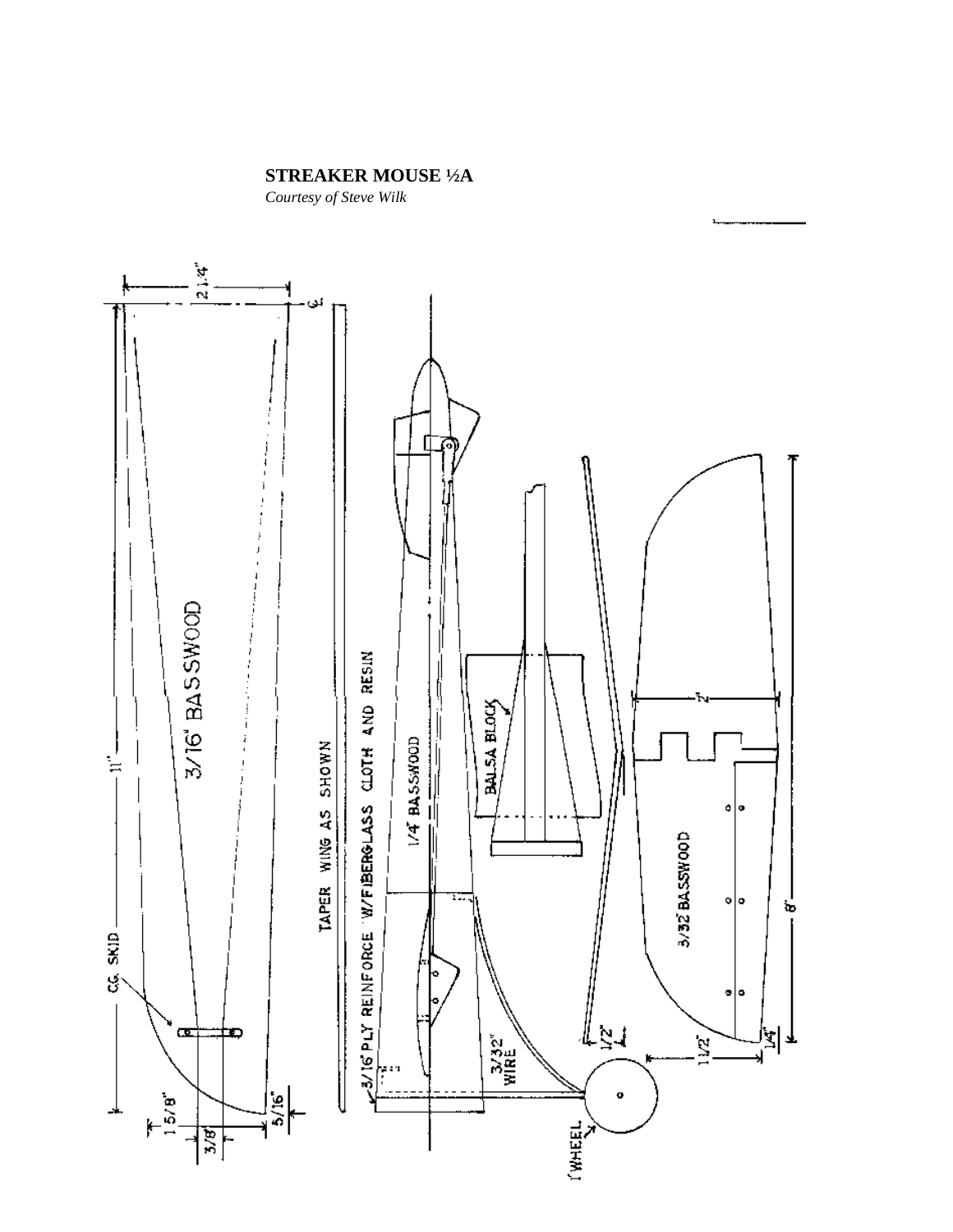**STREAKER MOUSE ½A**

*Courtesy of Steve Wilk*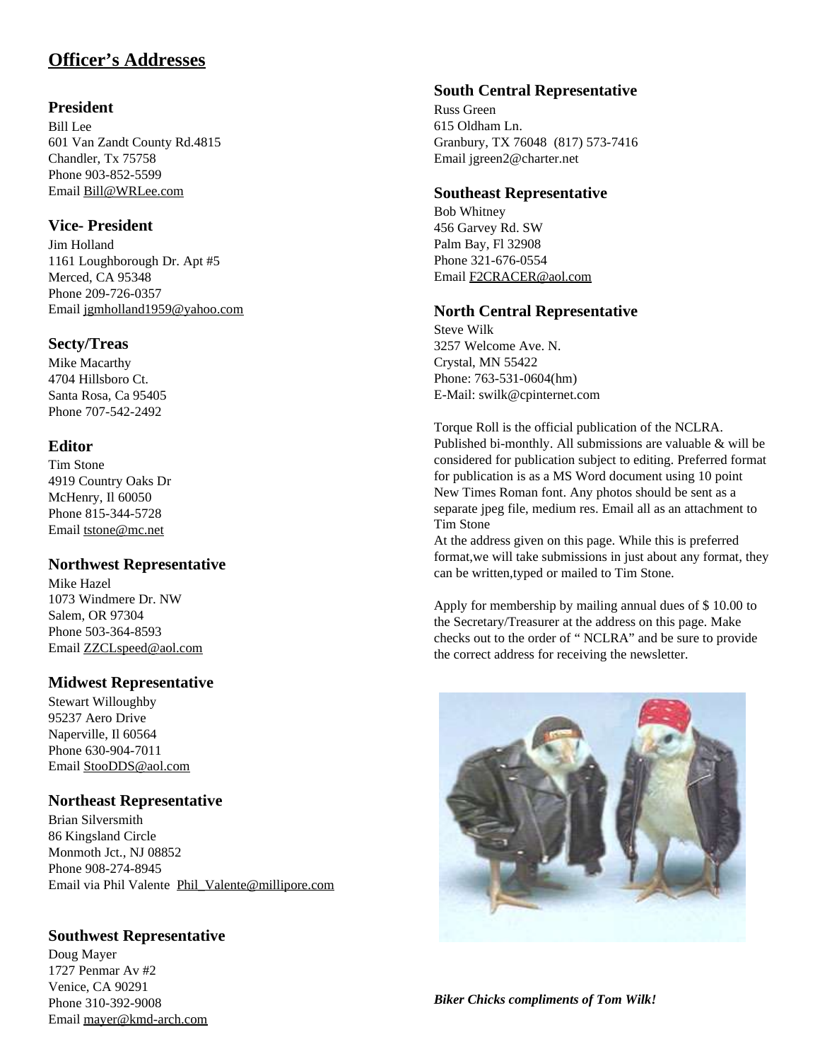## Officer's Addresses

### President

Bill Lee
601 Van Zandt County Rd.4815
Chandler, Tx 75758
Phone 903-852-5599
Email Bill@WRLee.com

### Vice- President

Jim Holland
1161 Loughborough Dr. Apt #5
Merced, CA 95348
Phone 209-726-0357
Email jgmholland1959@yahoo.com

### Secty/Treas

Mike Macarthy
4704 Hillsboro Ct.
Santa Rosa, Ca 95405
Phone 707-542-2492

### Editor

Tim Stone
4919 Country Oaks Dr
McHenry, Il 60050
Phone 815-344-5728
Email tstone@mc.net

### Northwest Representative

Mike Hazel
1073 Windmere Dr. NW
Salem, OR 97304
Phone 503-364-8593
Email ZZCLspeed@aol.com

### Midwest Representative

Stewart Willoughby
95237 Aero Drive
Naperville, Il 60564
Phone 630-904-7011
Email StooDDS@aol.com

### Northeast Representative

Brian Silversmith
86 Kingsland Circle
Monmoth Jct., NJ 08852
Phone 908-274-8945
Email via Phil Valente Phil_Valente@millipore.com

### Southwest Representative

Doug Mayer
1727 Penmar Av #2
Venice, CA 90291
Phone 310-392-9008
Email mayer@kmd-arch.com

### South Central Representative

Russ Green
615 Oldham Ln.
Granbury, TX 76048 (817) 573-7416
Email jgreen2@charter.net

### Southeast Representative

Bob Whitney
456 Garvey Rd. SW
Palm Bay, Fl 32908
Phone 321-676-0554
Email F2CRACER@aol.com

### North Central Representative

Steve Wilk
3257 Welcome Ave. N.
Crystal, MN 55422
Phone: 763-531-0604(hm)
E-Mail: swilk@cpinternet.com

Torque Roll is the official publication of the NCLRA. Published bi-monthly. All submissions are valuable & will be considered for publication subject to editing. Preferred format for publication is as a MS Word document using 10 point New Times Roman font. Any photos should be sent as a separate jpeg file, medium res. Email all as an attachment to Tim Stone
At the address given on this page. While this is preferred format,we will take submissions in just about any format, they can be written,typed or mailed to Tim Stone.

Apply for membership by mailing annual dues of $ 10.00 to the Secretary/Treasurer at the address on this page. Make checks out to the order of " NCLRA" and be sure to provide the correct address for receiving the newsletter.

***Biker Chicks compliments of Tom Wilk!***